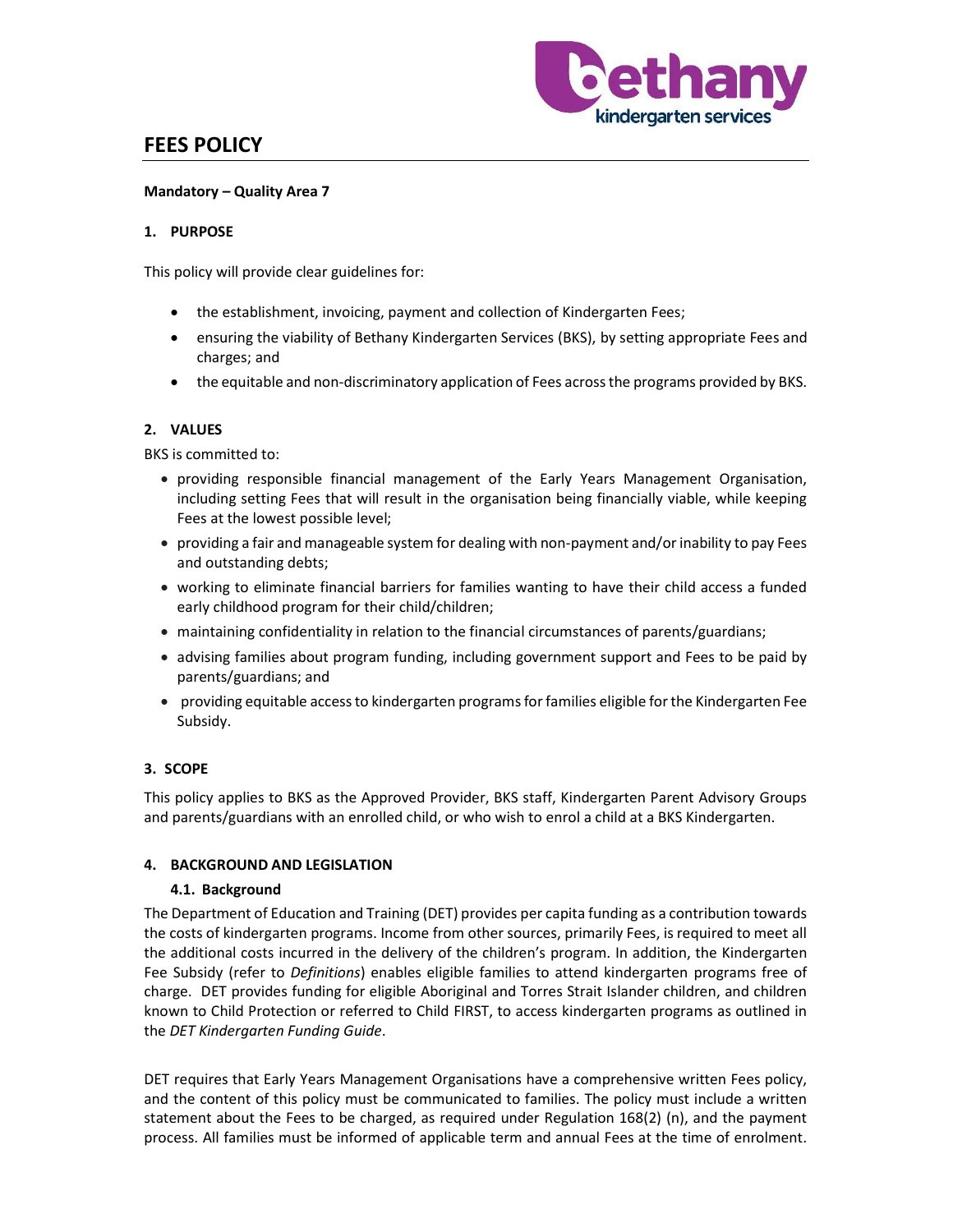# FEES POLICY

**Mandatory – Quality Area 7**

## 1. PURPOSE

This policy will provide clear guidelines for:

- the establishment, invoicing, payment and collection of Kindergarten Fees;
- ensuring the viability of Bethany Kindergarten Services (BKS), by setting appropriate Fees and charges; and
- the equitable and non-discriminatory application of Fees across the programs provided by BKS.

## 2. VALUES

BKS is committed to:

- providing responsible financial management of the Early Years Management Organisation, including setting Fees that will result in the organisation being financially viable, while keeping Fees at the lowest possible level;
- providing a fair and manageable system for dealing with non-payment and/or inability to pay Fees and outstanding debts;
- working to eliminate financial barriers for families wanting to have their child access a funded early childhood program for their child/children;
- maintaining confidentiality in relation to the financial circumstances of parents/guardians;
- advising families about program funding, including government support and Fees to be paid by parents/guardians; and
- providing equitable access to kindergarten programs for families eligible for the Kindergarten Fee Subsidy.

## 3. SCOPE

This policy applies to BKS as the Approved Provider, BKS staff, Kindergarten Parent Advisory Groups and parents/guardians with an enrolled child, or who wish to enrol a child at a BKS Kindergarten.

## 4. BACKGROUND AND LEGISLATION

### 4.1. Background

The Department of Education and Training (DET) provides per capita funding as a contribution towards the costs of kindergarten programs. Income from other sources, primarily Fees, is required to meet all the additional costs incurred in the delivery of the children's program. In addition, the Kindergarten Fee Subsidy (refer to *Definitions*) enables eligible families to attend kindergarten programs free of charge. DET provides funding for eligible Aboriginal and Torres Strait Islander children, and children known to Child Protection or referred to Child FIRST, to access kindergarten programs as outlined in the *DET Kindergarten Funding Guide*.

DET requires that Early Years Management Organisations have a comprehensive written Fees policy, and the content of this policy must be communicated to families. The policy must include a written statement about the Fees to be charged, as required under Regulation 168(2) (n), and the payment process. All families must be informed of applicable term and annual Fees at the time of enrolment.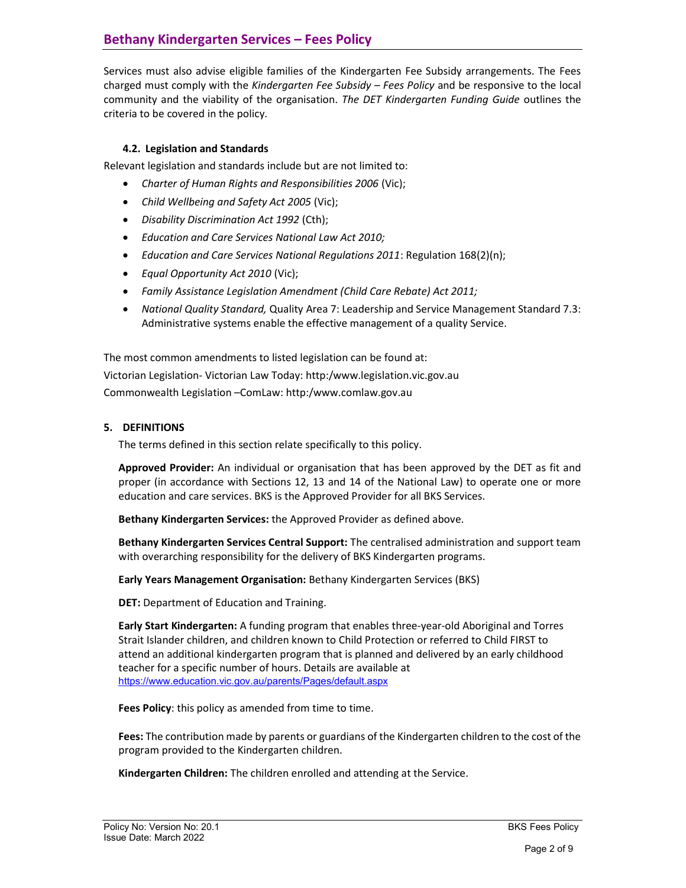Services must also advise eligible families of the Kindergarten Fee Subsidy arrangements. The Fees charged must comply with the *Kindergarten Fee Subsidy – Fees Policy* and be responsive to the local community and the viability of the organisation. *The DET Kindergarten Funding Guide* outlines the criteria to be covered in the policy.

### 4.2. Legislation and Standards

Relevant legislation and standards include but are not limited to:

- *Charter of Human Rights and Responsibilities 2006* (Vic);
- *Child Wellbeing and Safety Act 2005* (Vic);
- *Disability Discrimination Act 1992* (Cth);
- *Education and Care Services National Law Act 2010;*
- *Education and Care Services National Regulations 2011*: Regulation 168(2)(n);
- *Equal Opportunity Act 2010* (Vic);
- *Family Assistance Legislation Amendment (Child Care Rebate) Act 2011;*
- *National Quality Standard,* Quality Area 7: Leadership and Service Management Standard 7.3: Administrative systems enable the effective management of a quality Service.

The most common amendments to listed legislation can be found at:

Victorian Legislation- Victorian Law Today: http:/www.legislation.vic.gov.au

Commonwealth Legislation –ComLaw: http:/www.comlaw.gov.au

## 5. DEFINITIONS

The terms defined in this section relate specifically to this policy.

**Approved Provider:** An individual or organisation that has been approved by the DET as fit and proper (in accordance with Sections 12, 13 and 14 of the National Law) to operate one or more education and care services. BKS is the Approved Provider for all BKS Services.

**Bethany Kindergarten Services:** the Approved Provider as defined above.

**Bethany Kindergarten Services Central Support:** The centralised administration and support team with overarching responsibility for the delivery of BKS Kindergarten programs.

**Early Years Management Organisation:** Bethany Kindergarten Services (BKS)

**DET:** Department of Education and Training.

**Early Start Kindergarten:** A funding program that enables three-year-old Aboriginal and Torres Strait Islander children, and children known to Child Protection or referred to Child FIRST to attend an additional kindergarten program that is planned and delivered by an early childhood teacher for a specific number of hours. Details are available at https://www.education.vic.gov.au/parents/Pages/default.aspx

**Fees Policy**: this policy as amended from time to time.

**Fees:** The contribution made by parents or guardians of the Kindergarten children to the cost of the program provided to the Kindergarten children.

**Kindergarten Children:** The children enrolled and attending at the Service.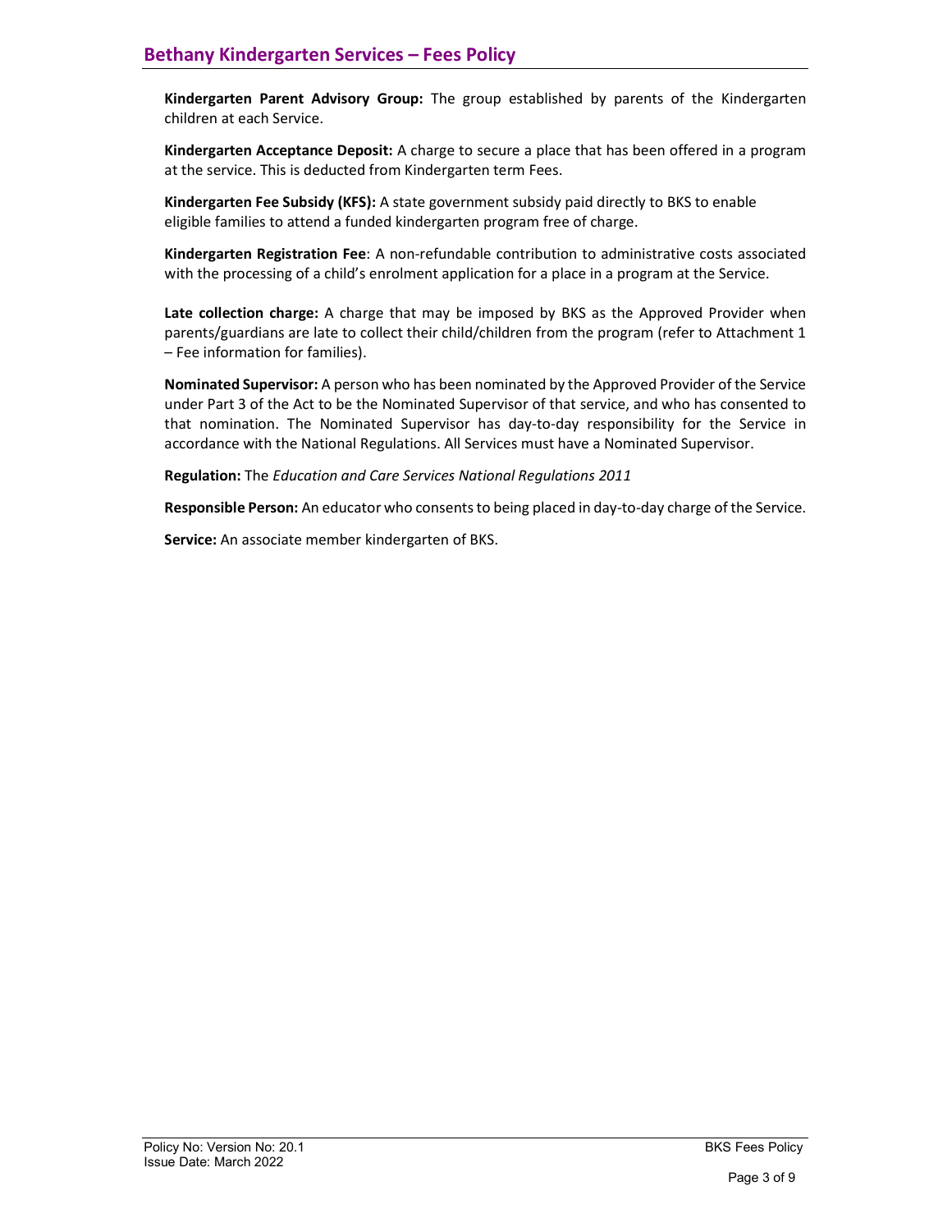**Kindergarten Parent Advisory Group:** The group established by parents of the Kindergarten children at each Service.

**Kindergarten Acceptance Deposit:** A charge to secure a place that has been offered in a program at the service. This is deducted from Kindergarten term Fees.

**Kindergarten Fee Subsidy (KFS):** A state government subsidy paid directly to BKS to enable eligible families to attend a funded kindergarten program free of charge.

**Kindergarten Registration Fee**: A non-refundable contribution to administrative costs associated with the processing of a child's enrolment application for a place in a program at the Service.

**Late collection charge:** A charge that may be imposed by BKS as the Approved Provider when parents/guardians are late to collect their child/children from the program (refer to Attachment 1 – Fee information for families).

**Nominated Supervisor:** A person who has been nominated by the Approved Provider of the Service under Part 3 of the Act to be the Nominated Supervisor of that service, and who has consented to that nomination. The Nominated Supervisor has day-to-day responsibility for the Service in accordance with the National Regulations. All Services must have a Nominated Supervisor.

**Regulation:** The *Education and Care Services National Regulations 2011*

**Responsible Person:** An educator who consents to being placed in day-to-day charge of the Service.

**Service:** An associate member kindergarten of BKS.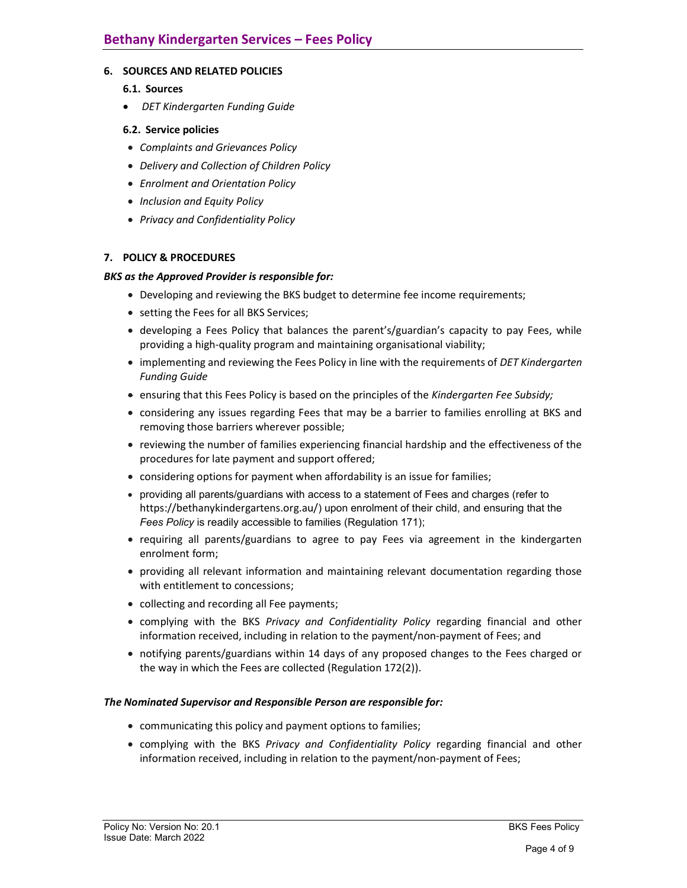## 6. SOURCES AND RELATED POLICIES

### 6.1. Sources

- *DET Kindergarten Funding Guide*

### 6.2. Service policies

- *Complaints and Grievances Policy*
- *Delivery and Collection of Children Policy*
- *Enrolment and Orientation Policy*
- *Inclusion and Equity Policy*
- *Privacy and Confidentiality Policy*

## 7. POLICY & PROCEDURES

***BKS as the Approved Provider is responsible for:***

- Developing and reviewing the BKS budget to determine fee income requirements;
- setting the Fees for all BKS Services;
- developing a Fees Policy that balances the parent's/guardian's capacity to pay Fees, while providing a high-quality program and maintaining organisational viability;
- implementing and reviewing the Fees Policy in line with the requirements of *DET Kindergarten Funding Guide*
- ensuring that this Fees Policy is based on the principles of the *Kindergarten Fee Subsidy;*
- considering any issues regarding Fees that may be a barrier to families enrolling at BKS and removing those barriers wherever possible;
- reviewing the number of families experiencing financial hardship and the effectiveness of the procedures for late payment and support offered;
- considering options for payment when affordability is an issue for families;
- providing all parents/guardians with access to a statement of Fees and charges (refer to https://bethanykindergartens.org.au/) upon enrolment of their child, and ensuring that the *Fees Policy* is readily accessible to families (Regulation 171);
- requiring all parents/guardians to agree to pay Fees via agreement in the kindergarten enrolment form;
- providing all relevant information and maintaining relevant documentation regarding those with entitlement to concessions;
- collecting and recording all Fee payments;
- complying with the BKS *Privacy and Confidentiality Policy* regarding financial and other information received, including in relation to the payment/non-payment of Fees; and
- notifying parents/guardians within 14 days of any proposed changes to the Fees charged or the way in which the Fees are collected (Regulation 172(2)).

***The Nominated Supervisor and Responsible Person are responsible for:***

- communicating this policy and payment options to families;
- complying with the BKS *Privacy and Confidentiality Policy* regarding financial and other information received, including in relation to the payment/non-payment of Fees;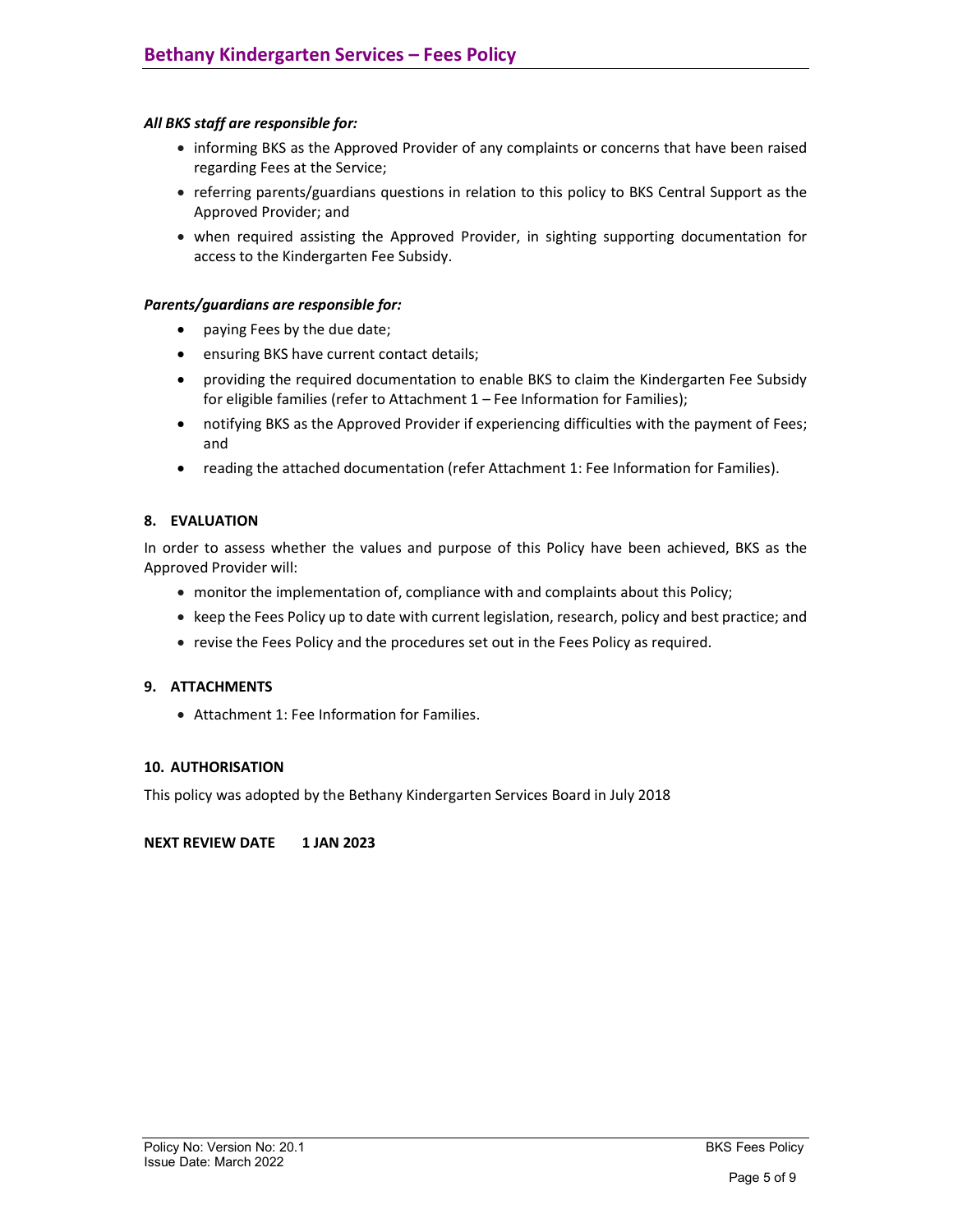***All BKS staff are responsible for:***

- informing BKS as the Approved Provider of any complaints or concerns that have been raised regarding Fees at the Service;
- referring parents/guardians questions in relation to this policy to BKS Central Support as the Approved Provider; and
- when required assisting the Approved Provider, in sighting supporting documentation for access to the Kindergarten Fee Subsidy.

***Parents/guardians are responsible for:***

- paying Fees by the due date;
- ensuring BKS have current contact details;
- providing the required documentation to enable BKS to claim the Kindergarten Fee Subsidy for eligible families (refer to Attachment 1 – Fee Information for Families);
- notifying BKS as the Approved Provider if experiencing difficulties with the payment of Fees; and
- reading the attached documentation (refer Attachment 1: Fee Information for Families).

## 8. EVALUATION

In order to assess whether the values and purpose of this Policy have been achieved, BKS as the Approved Provider will:

- monitor the implementation of, compliance with and complaints about this Policy;
- keep the Fees Policy up to date with current legislation, research, policy and best practice; and
- revise the Fees Policy and the procedures set out in the Fees Policy as required.

## 9. ATTACHMENTS

- Attachment 1: Fee Information for Families.

## 10. AUTHORISATION

This policy was adopted by the Bethany Kindergarten Services Board in July 2018

**NEXT REVIEW DATE 1 JAN 2023**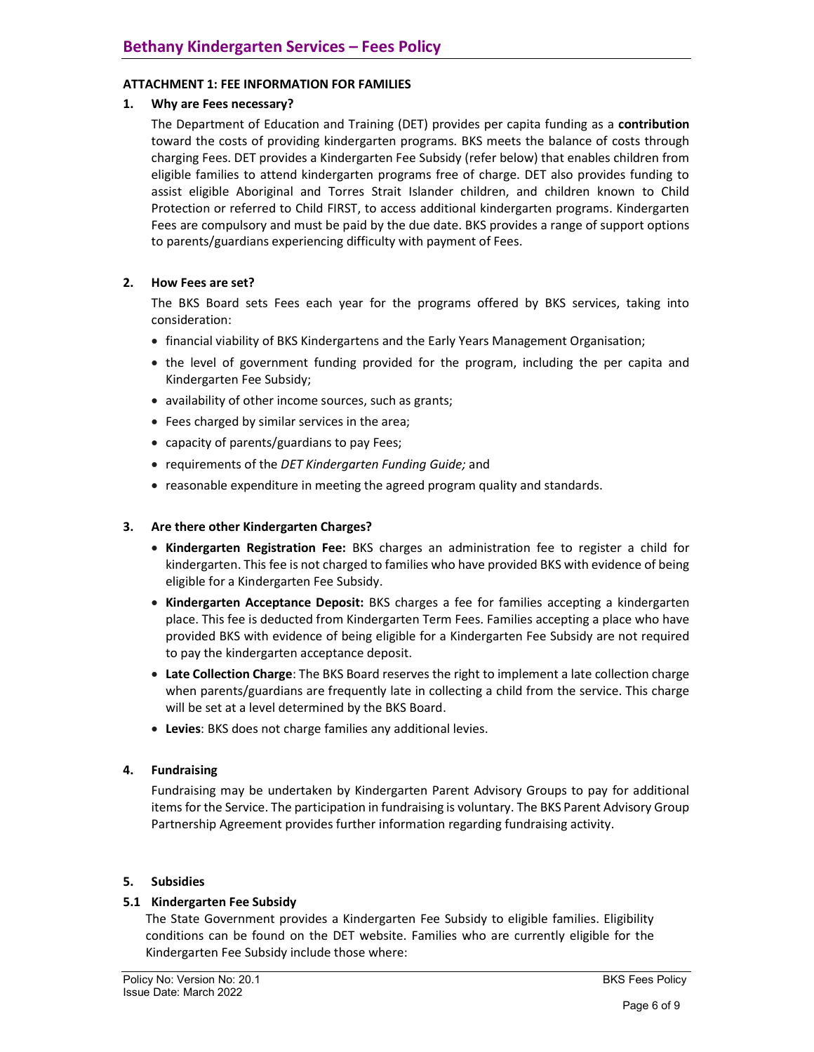## ATTACHMENT 1: FEE INFORMATION FOR FAMILIES

### 1. Why are Fees necessary?

The Department of Education and Training (DET) provides per capita funding as a **contribution** toward the costs of providing kindergarten programs. BKS meets the balance of costs through charging Fees. DET provides a Kindergarten Fee Subsidy (refer below) that enables children from eligible families to attend kindergarten programs free of charge. DET also provides funding to assist eligible Aboriginal and Torres Strait Islander children, and children known to Child Protection or referred to Child FIRST, to access additional kindergarten programs. Kindergarten Fees are compulsory and must be paid by the due date. BKS provides a range of support options to parents/guardians experiencing difficulty with payment of Fees.

### 2. How Fees are set?

The BKS Board sets Fees each year for the programs offered by BKS services, taking into consideration:

- financial viability of BKS Kindergartens and the Early Years Management Organisation;
- the level of government funding provided for the program, including the per capita and Kindergarten Fee Subsidy;
- availability of other income sources, such as grants;
- Fees charged by similar services in the area;
- capacity of parents/guardians to pay Fees;
- requirements of the *DET Kindergarten Funding Guide;* and
- reasonable expenditure in meeting the agreed program quality and standards.

### 3. Are there other Kindergarten Charges?

- **Kindergarten Registration Fee:** BKS charges an administration fee to register a child for kindergarten. This fee is not charged to families who have provided BKS with evidence of being eligible for a Kindergarten Fee Subsidy.
- **Kindergarten Acceptance Deposit:** BKS charges a fee for families accepting a kindergarten place. This fee is deducted from Kindergarten Term Fees. Families accepting a place who have provided BKS with evidence of being eligible for a Kindergarten Fee Subsidy are not required to pay the kindergarten acceptance deposit.
- **Late Collection Charge**: The BKS Board reserves the right to implement a late collection charge when parents/guardians are frequently late in collecting a child from the service. This charge will be set at a level determined by the BKS Board.
- **Levies**: BKS does not charge families any additional levies.

### 4. Fundraising

Fundraising may be undertaken by Kindergarten Parent Advisory Groups to pay for additional items for the Service. The participation in fundraising is voluntary. The BKS Parent Advisory Group Partnership Agreement provides further information regarding fundraising activity.

### 5. Subsidies

#### 5.1 Kindergarten Fee Subsidy

The State Government provides a Kindergarten Fee Subsidy to eligible families. Eligibility conditions can be found on the DET website. Families who are currently eligible for the Kindergarten Fee Subsidy include those where: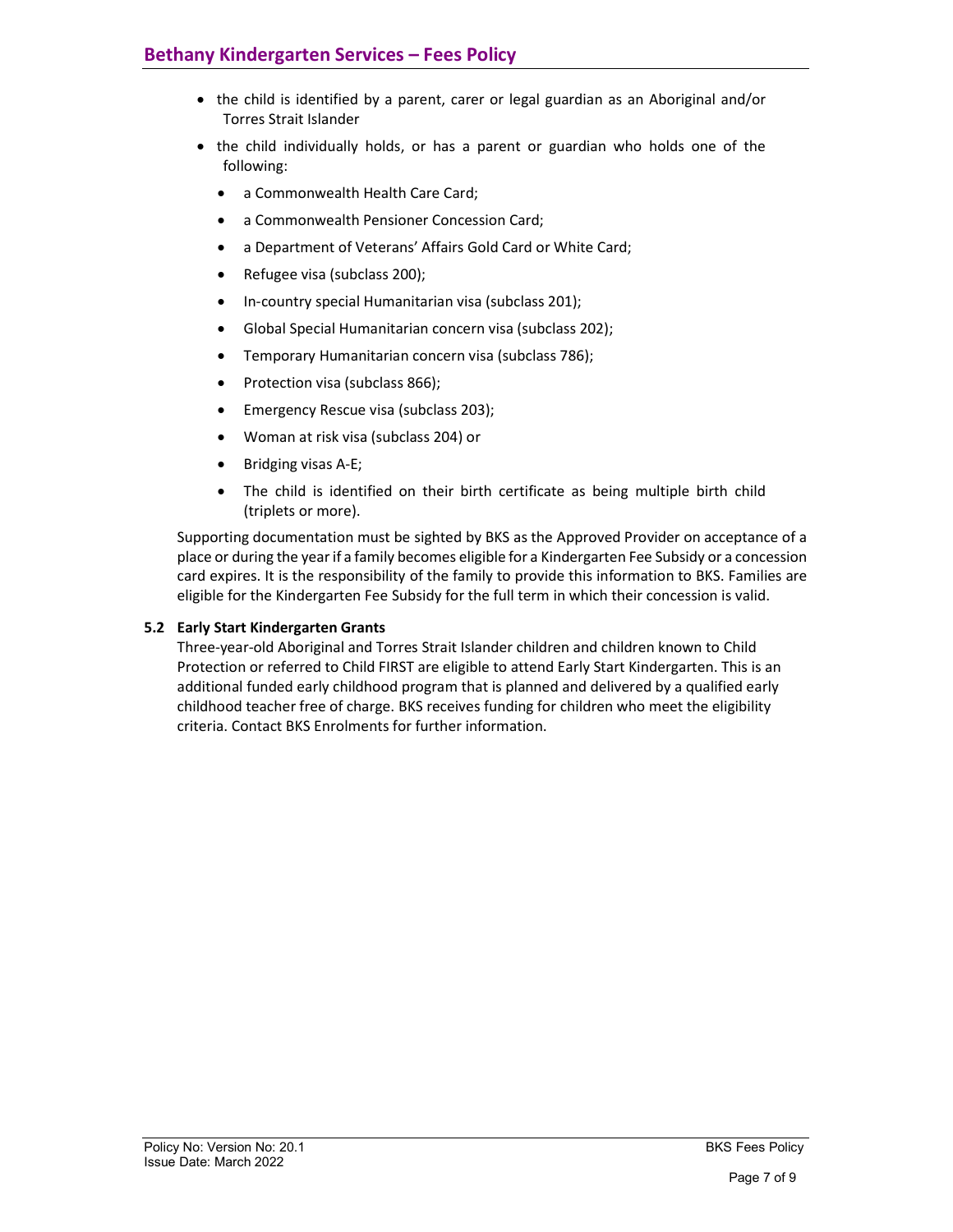- the child is identified by a parent, carer or legal guardian as an Aboriginal and/or Torres Strait Islander
- the child individually holds, or has a parent or guardian who holds one of the following:
  - a Commonwealth Health Care Card;
  - a Commonwealth Pensioner Concession Card;
  - a Department of Veterans' Affairs Gold Card or White Card;
  - Refugee visa (subclass 200);
  - In-country special Humanitarian visa (subclass 201);
  - Global Special Humanitarian concern visa (subclass 202);
  - Temporary Humanitarian concern visa (subclass 786);
  - Protection visa (subclass 866);
  - Emergency Rescue visa (subclass 203);
  - Woman at risk visa (subclass 204) or
  - Bridging visas A-E;
  - The child is identified on their birth certificate as being multiple birth child (triplets or more).

Supporting documentation must be sighted by BKS as the Approved Provider on acceptance of a place or during the year if a family becomes eligible for a Kindergarten Fee Subsidy or a concession card expires. It is the responsibility of the family to provide this information to BKS. Families are eligible for the Kindergarten Fee Subsidy for the full term in which their concession is valid.

**5.2 Early Start Kindergarten Grants**

Three-year-old Aboriginal and Torres Strait Islander children and children known to Child Protection or referred to Child FIRST are eligible to attend Early Start Kindergarten. This is an additional funded early childhood program that is planned and delivered by a qualified early childhood teacher free of charge. BKS receives funding for children who meet the eligibility criteria. Contact BKS Enrolments for further information.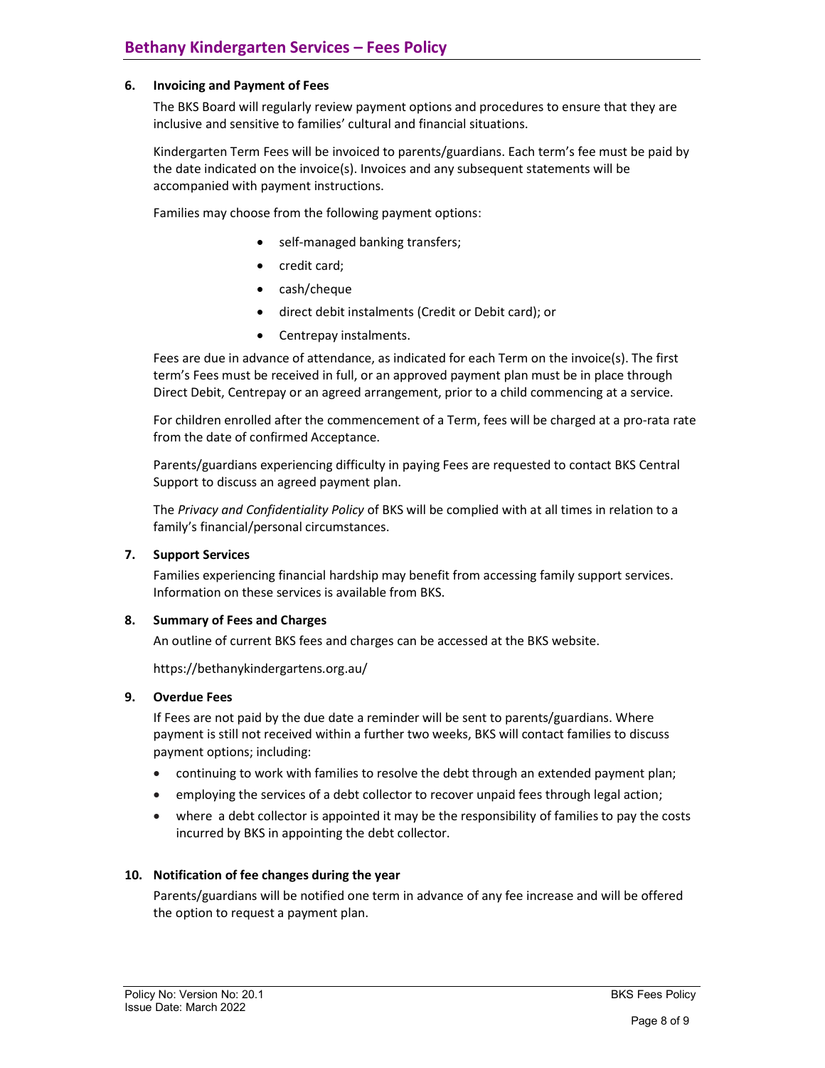## 6. Invoicing and Payment of Fees

The BKS Board will regularly review payment options and procedures to ensure that they are inclusive and sensitive to families' cultural and financial situations.

Kindergarten Term Fees will be invoiced to parents/guardians. Each term's fee must be paid by the date indicated on the invoice(s). Invoices and any subsequent statements will be accompanied with payment instructions.

Families may choose from the following payment options:

- self-managed banking transfers;
- credit card;
- cash/cheque
- direct debit instalments (Credit or Debit card); or
- Centrepay instalments.

Fees are due in advance of attendance, as indicated for each Term on the invoice(s). The first term's Fees must be received in full, or an approved payment plan must be in place through Direct Debit, Centrepay or an agreed arrangement, prior to a child commencing at a service.

For children enrolled after the commencement of a Term, fees will be charged at a pro-rata rate from the date of confirmed Acceptance.

Parents/guardians experiencing difficulty in paying Fees are requested to contact BKS Central Support to discuss an agreed payment plan.

The *Privacy and Confidentiality Policy* of BKS will be complied with at all times in relation to a family's financial/personal circumstances.

## 7. Support Services

Families experiencing financial hardship may benefit from accessing family support services. Information on these services is available from BKS.

## 8. Summary of Fees and Charges

An outline of current BKS fees and charges can be accessed at the BKS website.

https://bethanykindergartens.org.au/

## 9. Overdue Fees

If Fees are not paid by the due date a reminder will be sent to parents/guardians. Where payment is still not received within a further two weeks, BKS will contact families to discuss payment options; including:

- continuing to work with families to resolve the debt through an extended payment plan;
- employing the services of a debt collector to recover unpaid fees through legal action;
- where a debt collector is appointed it may be the responsibility of families to pay the costs incurred by BKS in appointing the debt collector.

## 10. Notification of fee changes during the year

Parents/guardians will be notified one term in advance of any fee increase and will be offered the option to request a payment plan.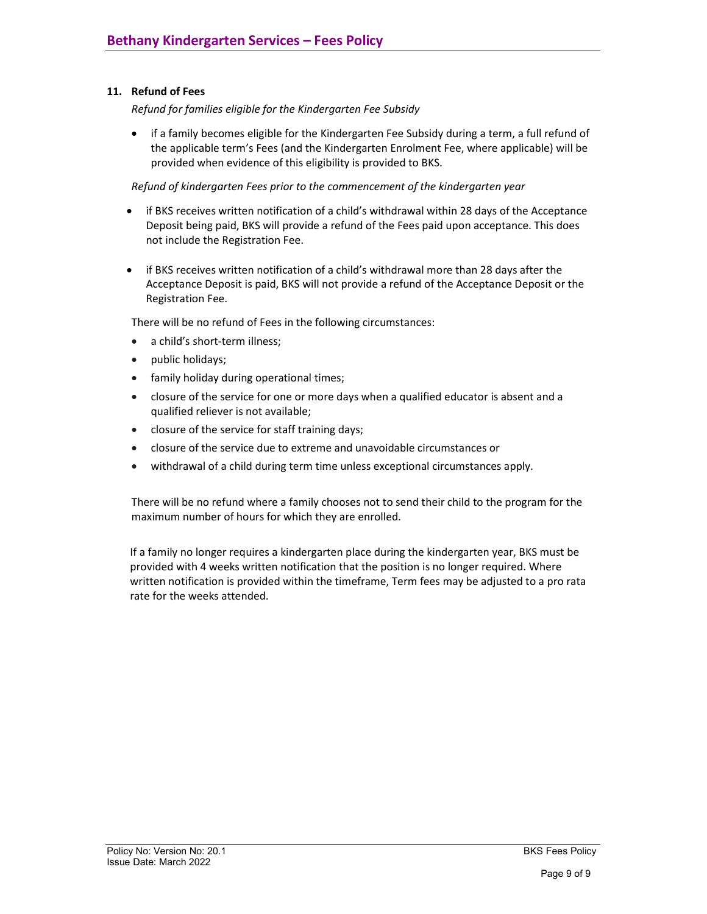## 11. Refund of Fees

*Refund for families eligible for the Kindergarten Fee Subsidy*

- if a family becomes eligible for the Kindergarten Fee Subsidy during a term, a full refund of the applicable term's Fees (and the Kindergarten Enrolment Fee, where applicable) will be provided when evidence of this eligibility is provided to BKS.

*Refund of kindergarten Fees prior to the commencement of the kindergarten year*

- if BKS receives written notification of a child's withdrawal within 28 days of the Acceptance Deposit being paid, BKS will provide a refund of the Fees paid upon acceptance. This does not include the Registration Fee.
- if BKS receives written notification of a child's withdrawal more than 28 days after the Acceptance Deposit is paid, BKS will not provide a refund of the Acceptance Deposit or the Registration Fee.

There will be no refund of Fees in the following circumstances:

- a child's short-term illness;
- public holidays;
- family holiday during operational times;
- closure of the service for one or more days when a qualified educator is absent and a qualified reliever is not available;
- closure of the service for staff training days;
- closure of the service due to extreme and unavoidable circumstances or
- withdrawal of a child during term time unless exceptional circumstances apply.

There will be no refund where a family chooses not to send their child to the program for the maximum number of hours for which they are enrolled.

If a family no longer requires a kindergarten place during the kindergarten year, BKS must be provided with 4 weeks written notification that the position is no longer required. Where written notification is provided within the timeframe, Term fees may be adjusted to a pro rata rate for the weeks attended.